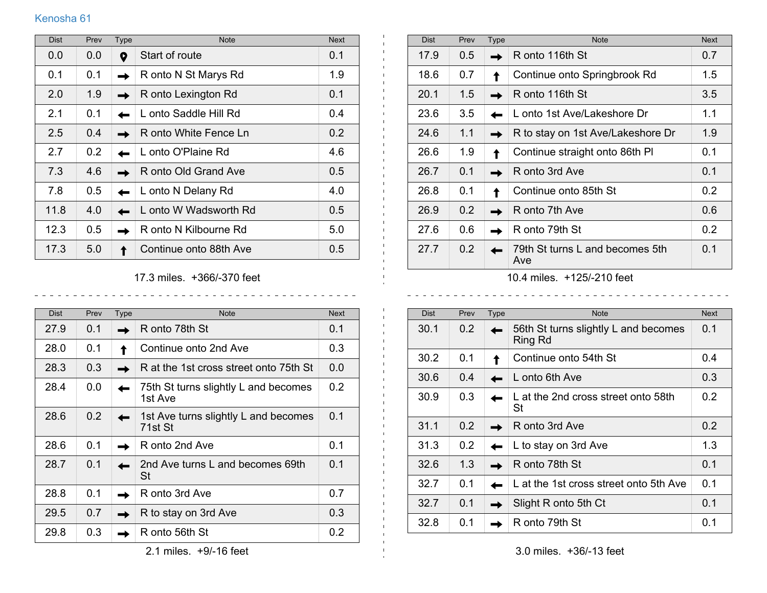Kenosha 61

| Dist | Prev | Type | Note | Next |
|---|---|---|---|---|
| 0.0 | 0.0 | | Start of route | 0.1 |
| 0.1 | 0.1 | → | R onto N St Marys Rd | 1.9 |
| 2.0 | 1.9 | → | R onto Lexington Rd | 0.1 |
| 2.1 | 0.1 | ← | L onto Saddle Hill Rd | 0.4 |
| 2.5 | 0.4 | → | R onto White Fence Ln | 0.2 |
| 2.7 | 0.2 | ← | L onto O'Plaine Rd | 4.6 |
| 7.3 | 4.6 | → | R onto Old Grand Ave | 0.5 |
| 7.8 | 0.5 | ← | L onto N Delany Rd | 4.0 |
| 11.8 | 4.0 | ← | L onto W Wadsworth Rd | 0.5 |
| 12.3 | 0.5 | → | R onto N Kilbourne Rd | 5.0 |
| 17.3 | 5.0 | ↑ | Continue onto 88th Ave | 0.5 |

17.3 miles. +366/-370 feet

| Dist | Prev | Type | Note | Next |
|---|---|---|---|---|
| 17.9 | 0.5 | → | R onto 116th St | 0.7 |
| 18.6 | 0.7 | ↑ | Continue onto Springbrook Rd | 1.5 |
| 20.1 | 1.5 | → | R onto 116th St | 3.5 |
| 23.6 | 3.5 | ← | L onto 1st Ave/Lakeshore Dr | 1.1 |
| 24.6 | 1.1 | → | R to stay on 1st Ave/Lakeshore Dr | 1.9 |
| 26.6 | 1.9 | ↑ | Continue straight onto 86th Pl | 0.1 |
| 26.7 | 0.1 | → | R onto 3rd Ave | 0.1 |
| 26.8 | 0.1 | ↑ | Continue onto 85th St | 0.2 |
| 26.9 | 0.2 | → | R onto 7th Ave | 0.6 |
| 27.6 | 0.6 | → | R onto 79th St | 0.2 |
| 27.7 | 0.2 | ← | 79th St turns L and becomes 5th Ave | 0.1 |

10.4 miles. +125/-210 feet

| Dist | Prev | Type | Note | Next |
|---|---|---|---|---|
| 27.9 | 0.1 | → | R onto 78th St | 0.1 |
| 28.0 | 0.1 | ↑ | Continue onto 2nd Ave | 0.3 |
| 28.3 | 0.3 | → | R at the 1st cross street onto 75th St | 0.0 |
| 28.4 | 0.0 | ← | 75th St turns slightly L and becomes 1st Ave | 0.2 |
| 28.6 | 0.2 | ← | 1st Ave turns slightly L and becomes 71st St | 0.1 |
| 28.6 | 0.1 | → | R onto 2nd Ave | 0.1 |
| 28.7 | 0.1 | ← | 2nd Ave turns L and becomes 69th St | 0.1 |
| 28.8 | 0.1 | → | R onto 3rd Ave | 0.7 |
| 29.5 | 0.7 | → | R to stay on 3rd Ave | 0.3 |
| 29.8 | 0.3 | → | R onto 56th St | 0.2 |

2.1 miles. +9/-16 feet

| Dist | Prev | Type | Note | Next |
|---|---|---|---|---|
| 30.1 | 0.2 | ← | 56th St turns slightly L and becomes Ring Rd | 0.1 |
| 30.2 | 0.1 | ↑ | Continue onto 54th St | 0.4 |
| 30.6 | 0.4 | ← | L onto 6th Ave | 0.3 |
| 30.9 | 0.3 | ← | L at the 2nd cross street onto 58th St | 0.2 |
| 31.1 | 0.2 | → | R onto 3rd Ave | 0.2 |
| 31.3 | 0.2 | ← | L to stay on 3rd Ave | 1.3 |
| 32.6 | 1.3 | → | R onto 78th St | 0.1 |
| 32.7 | 0.1 | ← | L at the 1st cross street onto 5th Ave | 0.1 |
| 32.7 | 0.1 | → | Slight R onto 5th Ct | 0.1 |
| 32.8 | 0.1 | → | R onto 79th St | 0.1 |

3.0 miles. +36/-13 feet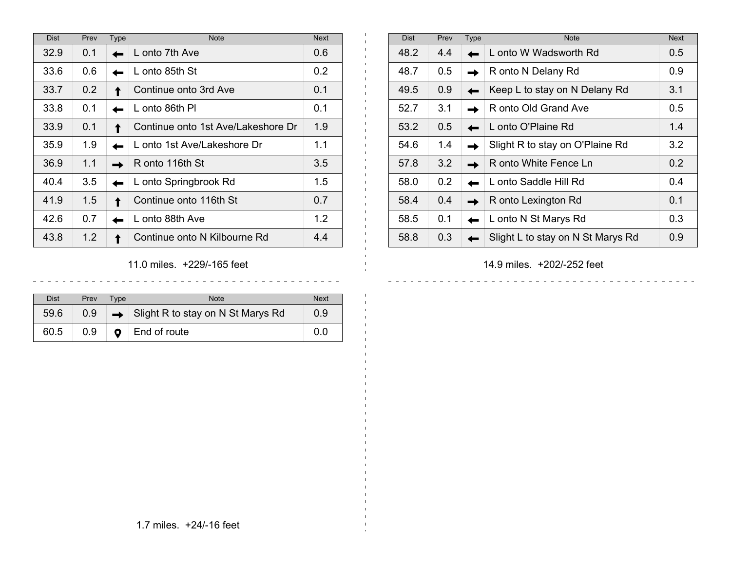| Dist | Prev | Type | Note | Next |
|---|---|---|---|---|
| 32.9 | 0.1 | ← | L onto 7th Ave | 0.6 |
| 33.6 | 0.6 | ← | L onto 85th St | 0.2 |
| 33.7 | 0.2 | ↑ | Continue onto 3rd Ave | 0.1 |
| 33.8 | 0.1 | ← | L onto 86th Pl | 0.1 |
| 33.9 | 0.1 | ↑ | Continue onto 1st Ave/Lakeshore Dr | 1.9 |
| 35.9 | 1.9 | ← | L onto 1st Ave/Lakeshore Dr | 1.1 |
| 36.9 | 1.1 | → | R onto 116th St | 3.5 |
| 40.4 | 3.5 | ← | L onto Springbrook Rd | 1.5 |
| 41.9 | 1.5 | ↑ | Continue onto 116th St | 0.7 |
| 42.6 | 0.7 | ← | L onto 88th Ave | 1.2 |
| 43.8 | 1.2 | ↑ | Continue onto N Kilbourne Rd | 4.4 |

11.0 miles. +229/-165 feet

| Dist | Prev | Type | Note | Next |
|---|---|---|---|---|
| 48.2 | 4.4 | ← | L onto W Wadsworth Rd | 0.5 |
| 48.7 | 0.5 | → | R onto N Delany Rd | 0.9 |
| 49.5 | 0.9 | ← | Keep L to stay on N Delany Rd | 3.1 |
| 52.7 | 3.1 | → | R onto Old Grand Ave | 0.5 |
| 53.2 | 0.5 | ← | L onto O'Plaine Rd | 1.4 |
| 54.6 | 1.4 | → | Slight R to stay on O'Plaine Rd | 3.2 |
| 57.8 | 3.2 | → | R onto White Fence Ln | 0.2 |
| 58.0 | 0.2 | ← | L onto Saddle Hill Rd | 0.4 |
| 58.4 | 0.4 | → | R onto Lexington Rd | 0.1 |
| 58.5 | 0.1 | ← | L onto N St Marys Rd | 0.3 |
| 58.8 | 0.3 | ← | Slight L to stay on N St Marys Rd | 0.9 |

14.9 miles. +202/-252 feet

| Dist | Prev | Type | Note | Next |
|---|---|---|---|---|
| 59.6 | 0.9 | → | Slight R to stay on N St Marys Rd | 0.9 |
| 60.5 | 0.9 | End | End of route | 0.0 |

1.7 miles. +24/-16 feet